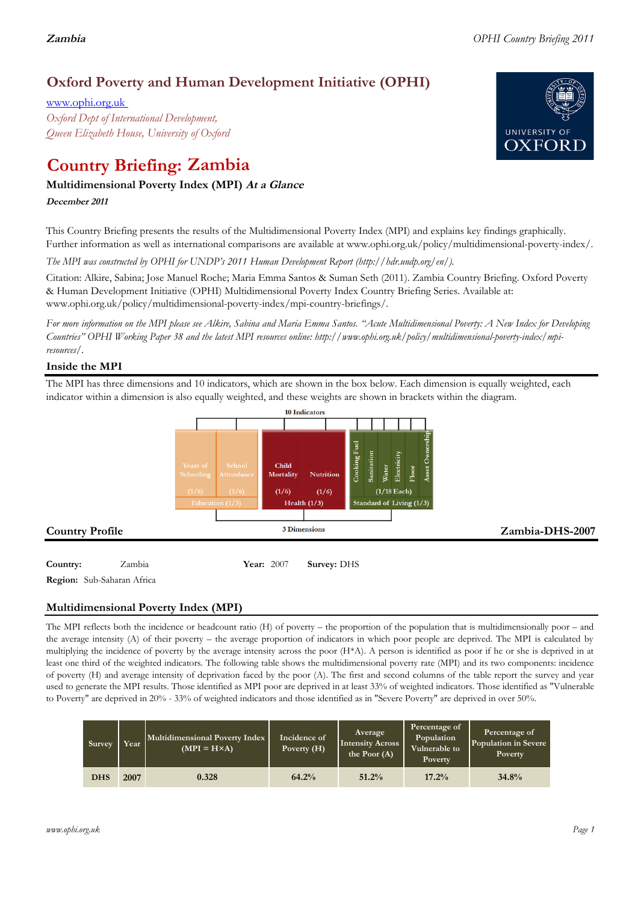Zambia

OPHI Country Briefing 2011

# Oxford Poverty and Human Development Initiative (OPHI)

www.ophi.org.uk

*Oxford Dept of International Development,*
*Queen Elizabeth House, University of Oxford*

UNIVERSITY OF OXFORD

# Country Briefing: Zambia

## Multidimensional Poverty Index (MPI) *At a Glance*

***December 2011***

This Country Briefing presents the results of the Multidimensional Poverty Index (MPI) and explains key findings graphically. Further information as well as international comparisons are available at www.ophi.org.uk/policy/multidimensional-poverty-index/.

*The MPI was constructed by OPHI for UNDP's 2011 Human Development Report (http://hdr.undp.org/en/).*

Citation: Alkire, Sabina; Jose Manuel Roche; Maria Emma Santos & Suman Seth (2011). Zambia Country Briefing. Oxford Poverty & Human Development Initiative (OPHI) Multidimensional Poverty Index Country Briefing Series. Available at: www.ophi.org.uk/policy/multidimensional-poverty-index/mpi-country-briefings/.

*For more information on the MPI please see Alkire, Sabina and Maria Emma Santos. "Acute Multidimensional Poverty: A New Index for Developing Countries" OPHI Working Paper 38 and the latest MPI resources online: http://www.ophi.org.uk/policy/multidimensional-poverty-index/mpi-resources/.*

### Inside the MPI

The MPI has three dimensions and 10 indicators, which are shown in the box below. Each dimension is equally weighted, each indicator within a dimension is also equally weighted, and these weights are shown in brackets within the diagram.

10 Indicators

| Education (1/3) | | Health (1/3) | | Standard of Living (1/3) | | | | | |
|---|---|---|---|---|---|---|---|---|---|
| Years of Schooling (1/6) | School Attendance (1/6) | Child Mortality (1/6) | Nutrition (1/6) | Cooking Fuel | Sanitation | Water | Electricity | Floor | Asset Ownership |
| | | | | (1/18 Each) | | | | | |

3 Dimensions

### Country Profile

Zambia-DHS-2007

**Country:** Zambia **Year:** 2007 **Survey:** DHS

**Region:** Sub-Saharan Africa

### Multidimensional Poverty Index (MPI)

The MPI reflects both the incidence or headcount ratio (H) of poverty – the proportion of the population that is multidimensionally poor – and the average intensity (A) of their poverty – the average proportion of indicators in which poor people are deprived. The MPI is calculated by multiplying the incidence of poverty by the average intensity across the poor (H*A). A person is identified as poor if he or she is deprived in at least one third of the weighted indicators. The following table shows the multidimensional poverty rate (MPI) and its two components: incidence of poverty (H) and average intensity of deprivation faced by the poor (A). The first and second columns of the table report the survey and year used to generate the MPI results. Those identified as MPI poor are deprived in at least 33% of weighted indicators. Those identified as "Vulnerable to Poverty" are deprived in 20% - 33% of weighted indicators and those identified as in "Severe Poverty" are deprived in over 50%.

| Survey | Year | Multidimensional Poverty Index (MPI = H×A) | Incidence of Poverty (H) | Average Intensity Across the Poor (A) | Percentage of Population Vulnerable to Poverty | Percentage of Population in Severe Poverty |
|---|---|---|---|---|---|---|
| DHS | 2007 | 0.328 | 64.2% | 51.2% | 17.2% | 34.8% |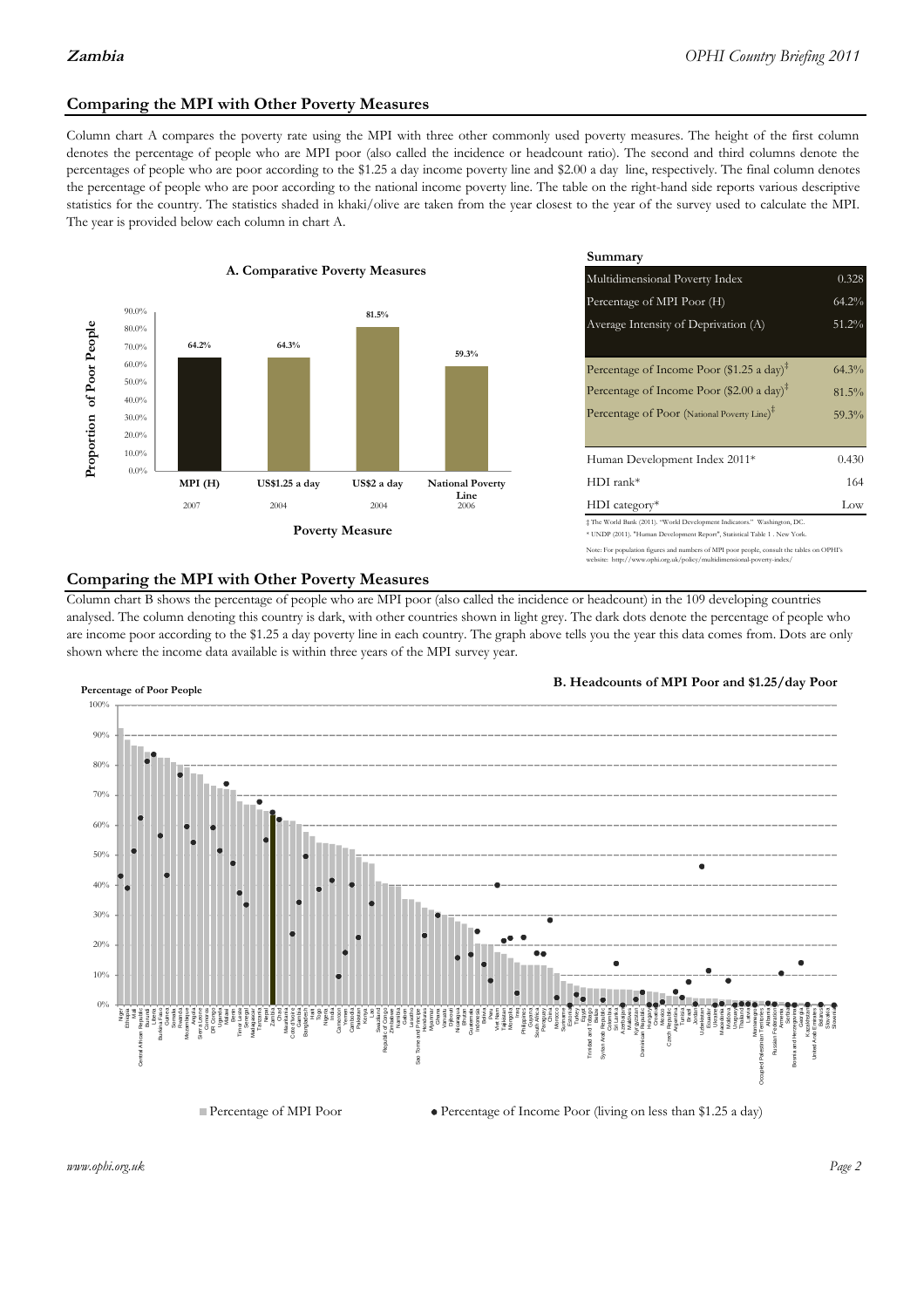## Comparing the MPI with Other Poverty Measures

Column chart A compares the poverty rate using the MPI with three other commonly used poverty measures. The height of the first column denotes the percentage of people who are MPI poor (also called the incidence or headcount ratio). The second and third columns denote the percentages of people who are poor according to the $1.25 a day income poverty line and $2.00 a day line, respectively. The final column denotes the percentage of people who are poor according to the national income poverty line. The table on the right-hand side reports various descriptive statistics for the country. The statistics shaded in khaki/olive are taken from the year closest to the year of the survey used to calculate the MPI. The year is provided below each column in chart A.

**A. Comparative Poverty Measures**

| Poverty Measure | Proportion of Poor People | Year |
|---|---|---|
| MPI (H) | 64.2% | 2007 |
| US$1.25 a day | 64.3% | 2004 |
| US$2 a day | 81.5% | 2004 |
| National Poverty Line | 59.3% | 2006 |

**Summary**

| | |
|---|---|
| Multidimensional Poverty Index | 0.328 |
| Percentage of MPI Poor (H) | 64.2% |
| Average Intensity of Deprivation (A) | 51.2% |
| Percentage of Income Poor ($1.25 a day)‡ | 64.3% |
| Percentage of Income Poor ($2.00 a day)‡ | 81.5% |
| Percentage of Poor (National Poverty Line)‡ | 59.3% |
| Human Development Index 2011* | 0.430 |
| HDI rank* | 164 |
| HDI category* | Low |

‡ The World Bank (2011). "World Development Indicators." Washington, DC.
* UNDP (2011). "Human Development Report", Statistical Table 1 . New York.

Note: For population figures and numbers of MPI poor people, consult the tables on OPHI's website: http://www.ophi.org.uk/policy/multidimensional-poverty-index/

## Comparing the MPI with Other Poverty Measures

Column chart B shows the percentage of people who are MPI poor (also called the incidence or headcount) in the 109 developing countries analysed. The column denoting this country is dark, with other countries shown in light grey. The dark dots denote the percentage of people who are income poor according to the $1.25 a day poverty line in each country. The graph above tells you the year this data comes from. Dots are only shown where the income data available is within three years of the MPI survey year.

**B. Headcounts of MPI Poor and $1.25/day Poor**

■ Percentage of MPI Poor ● Percentage of Income Poor (living on less than $1.25 a day)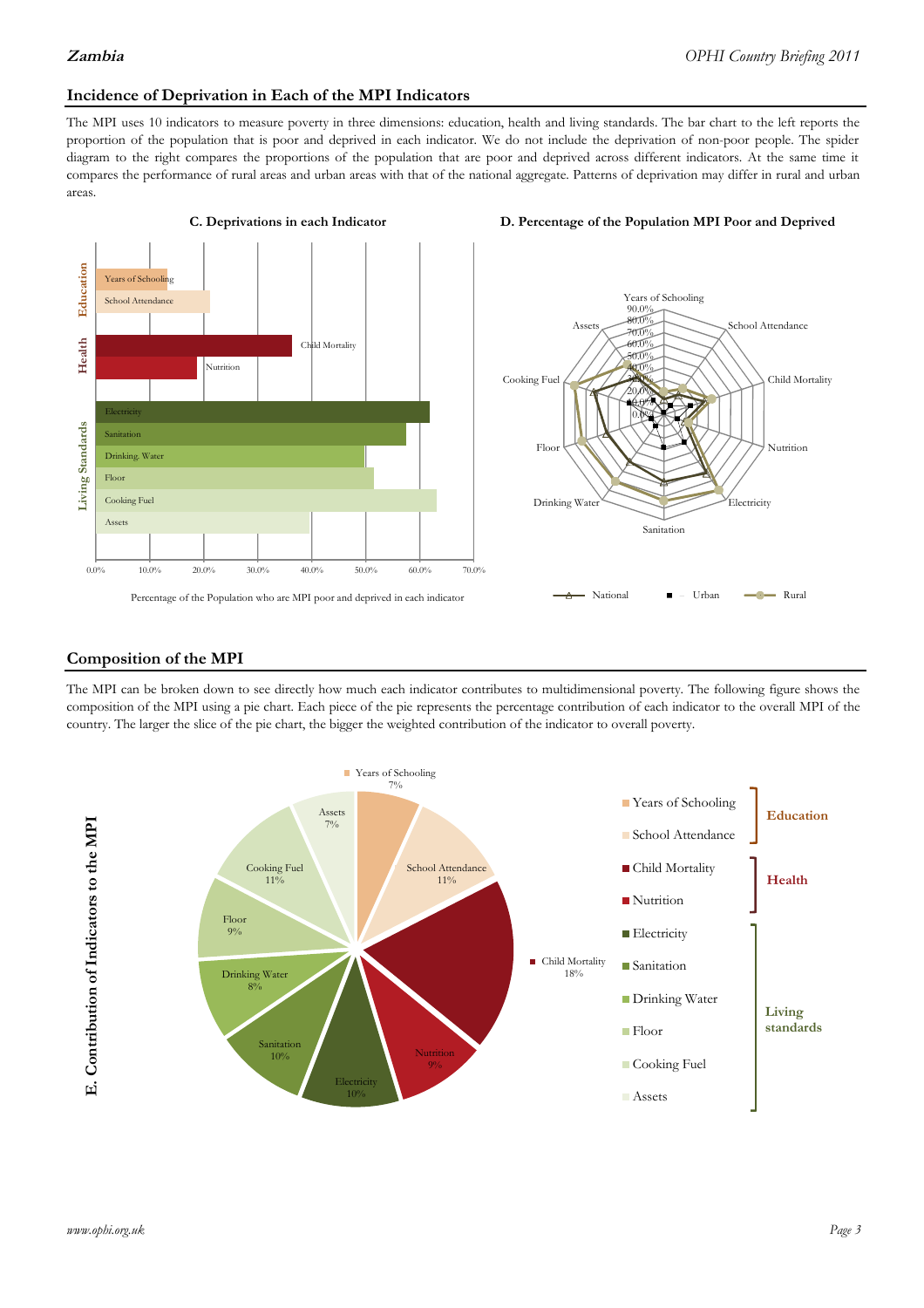## Incidence of Deprivation in Each of the MPI Indicators

The MPI uses 10 indicators to measure poverty in three dimensions: education, health and living standards. The bar chart to the left reports the proportion of the population that is poor and deprived in each indicator. We do not include the deprivation of non-poor people. The spider diagram to the right compares the proportions of the population that are poor and deprived across different indicators. At the same time it compares the performance of rural areas and urban areas with that of the national aggregate. Patterns of deprivation may differ in rural and urban areas.

**C. Deprivations in each Indicator**

Percentage of the Population who are MPI poor and deprived in each indicator

**D. Percentage of the Population MPI Poor and Deprived**

## Composition of the MPI

The MPI can be broken down to see directly how much each indicator contributes to multidimensional poverty. The following figure shows the composition of the MPI using a pie chart. Each piece of the pie represents the percentage contribution of each indicator to the overall MPI of the country. The larger the slice of the pie chart, the bigger the weighted contribution of the indicator to overall poverty.

**E. Contribution of Indicators to the MPI**

| Dimension | Indicator | Contribution |
|---|---|---|
| Education | Years of Schooling | 7% |
| Education | School Attendance | 11% |
| Health | Child Mortality | 18% |
| Health | Nutrition | 9% |
| Living standards | Electricity | 10% |
| Living standards | Sanitation | 10% |
| Living standards | Drinking Water | 8% |
| Living standards | Floor | 9% |
| Living standards | Cooking Fuel | 11% |
| Living standards | Assets | 7% |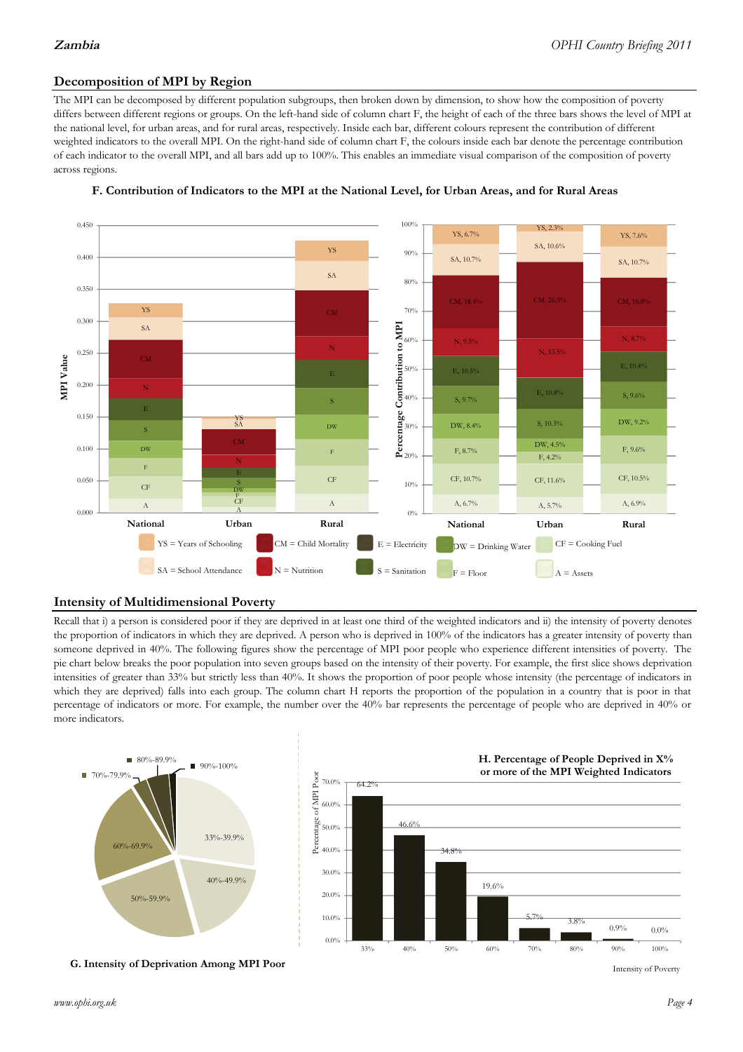## Decomposition of MPI by Region

The MPI can be decomposed by different population subgroups, then broken down by dimension, to show how the composition of poverty differs between different regions or groups. On the left-hand side of column chart F, the height of each of the three bars shows the level of MPI at the national level, for urban areas, and for rural areas, respectively. Inside each bar, different colours represent the contribution of different weighted indicators to the overall MPI. On the right-hand side of column chart F, the colours inside each bar denote the percentage contribution of each indicator to the overall MPI, and all bars add up to 100%. This enables an immediate visual comparison of the composition of poverty across regions.

**F. Contribution of Indicators to the MPI at the National Level, for Urban Areas, and for Rural Areas**

Percentage Contribution to MPI:

| Indicator | National | Urban | Rural |
|---|---|---|---|
| YS | 6.7% | 2.3% | 7.6% |
| SA | 10.7% | 10.6% | 10.7% |
| CM | 18.4% | 26.5% | 16.8% |
| N | 9.5% | 13.5% | 8.7% |
| E | 10.5% | 10.8% | 10.4% |
| S | 9.7% | 10.3% | 9.6% |
| DW | 8.4% | 4.5% | 9.2% |
| F | 8.7% | 4.2% | 9.6% |
| CF | 10.7% | 11.6% | 10.5% |
| A | 6.7% | 5.7% | 6.9% |

YS = Years of Schooling; SA = School Attendance; CM = Child Mortality; N = Nutrition; E = Electricity; S = Sanitation; DW = Drinking Water; F = Floor; CF = Cooking Fuel; A = Assets

## Intensity of Multidimensional Poverty

Recall that i) a person is considered poor if they are deprived in at least one third of the weighted indicators and ii) the intensity of poverty denotes the proportion of indicators in which they are deprived. A person who is deprived in 100% of the indicators has a greater intensity of poverty than someone deprived in 40%. The following figures show the percentage of MPI poor people who experience different intensities of poverty. The pie chart below breaks the poor population into seven groups based on the intensity of their poverty. For example, the first slice shows deprivation intensities of greater than 33% but strictly less than 40%. It shows the proportion of poor people whose intensity (the percentage of indicators in which they are deprived) falls into each group. The column chart H reports the proportion of the population in a country that is poor in that percentage of indicators or more. For example, the number over the 40% bar represents the percentage of people who are deprived in 40% or more indicators.

**G. Intensity of Deprivation Among MPI Poor**

**H. Percentage of People Deprived in X% or more of the MPI Weighted Indicators**

| Intensity of Poverty | Percentage of MPI Poor |
|---|---|
| 33% | 64.2% |
| 40% | 46.6% |
| 50% | 34.8% |
| 60% | 19.6% |
| 70% | 5.7% |
| 80% | 3.8% |
| 90% | 0.9% |
| 100% | 0.0% |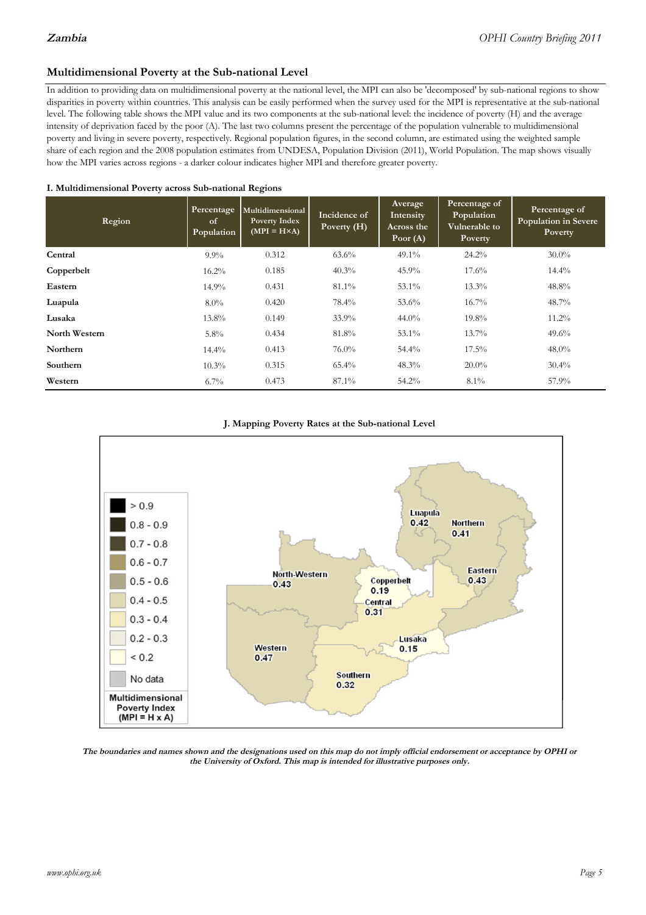## Multidimensional Poverty at the Sub-national Level

In addition to providing data on multidimensional poverty at the national level, the MPI can also be 'decomposed' by sub-national regions to show disparities in poverty within countries. This analysis can be easily performed when the survey used for the MPI is representative at the sub-national level. The following table shows the MPI value and its two components at the sub-national level: the incidence of poverty (H) and the average intensity of deprivation faced by the poor (A). The last two columns present the percentage of the population vulnerable to multidimensional poverty and living in severe poverty, respectively. Regional population figures, in the second column, are estimated using the weighted sample share of each region and the 2008 population estimates from UNDESA, Population Division (2011), World Population. The map shows visually how the MPI varies across regions - a darker colour indicates higher MPI and therefore greater poverty.

**I. Multidimensional Poverty across Sub-national Regions**

| Region | Percentage of Population | Multidimensional Poverty Index (MPI = H×A) | Incidence of Poverty (H) | Average Intensity Across the Poor (A) | Percentage of Population Vulnerable to Poverty | Percentage of Population in Severe Poverty |
|---|---|---|---|---|---|---|
| Central | 9.9% | 0.312 | 63.6% | 49.1% | 24.2% | 30.0% |
| Copperbelt | 16.2% | 0.185 | 40.3% | 45.9% | 17.6% | 14.4% |
| Eastern | 14.9% | 0.431 | 81.1% | 53.1% | 13.3% | 48.8% |
| Luapula | 8.0% | 0.420 | 78.4% | 53.6% | 16.7% | 48.7% |
| Lusaka | 13.8% | 0.149 | 33.9% | 44.0% | 19.8% | 11.2% |
| North Western | 5.8% | 0.434 | 81.8% | 53.1% | 13.7% | 49.6% |
| Northern | 14.4% | 0.413 | 76.0% | 54.4% | 17.5% | 48.0% |
| Southern | 10.3% | 0.315 | 65.4% | 48.3% | 20.0% | 30.4% |
| Western | 6.7% | 0.473 | 87.1% | 54.2% | 8.1% | 57.9% |

**J. Mapping Poverty Rates at the Sub-national Level**

> 0.9
0.8 - 0.9
0.7 - 0.8
0.6 - 0.7
0.5 - 0.6
0.4 - 0.5
0.3 - 0.4
0.2 - 0.3
< 0.2
No data
Multidimensional Poverty Index (MPI = H x A)

Luapula 0.42
Northern 0.41
North-Western 0.43
Copperbelt 0.19
Eastern 0.43
Central 0.31
Lusaka 0.15
Western 0.47
Southern 0.32

***The boundaries and names shown and the designations used on this map do not imply official endorsement or acceptance by OPHI or the University of Oxford. This map is intended for illustrative purposes only.***